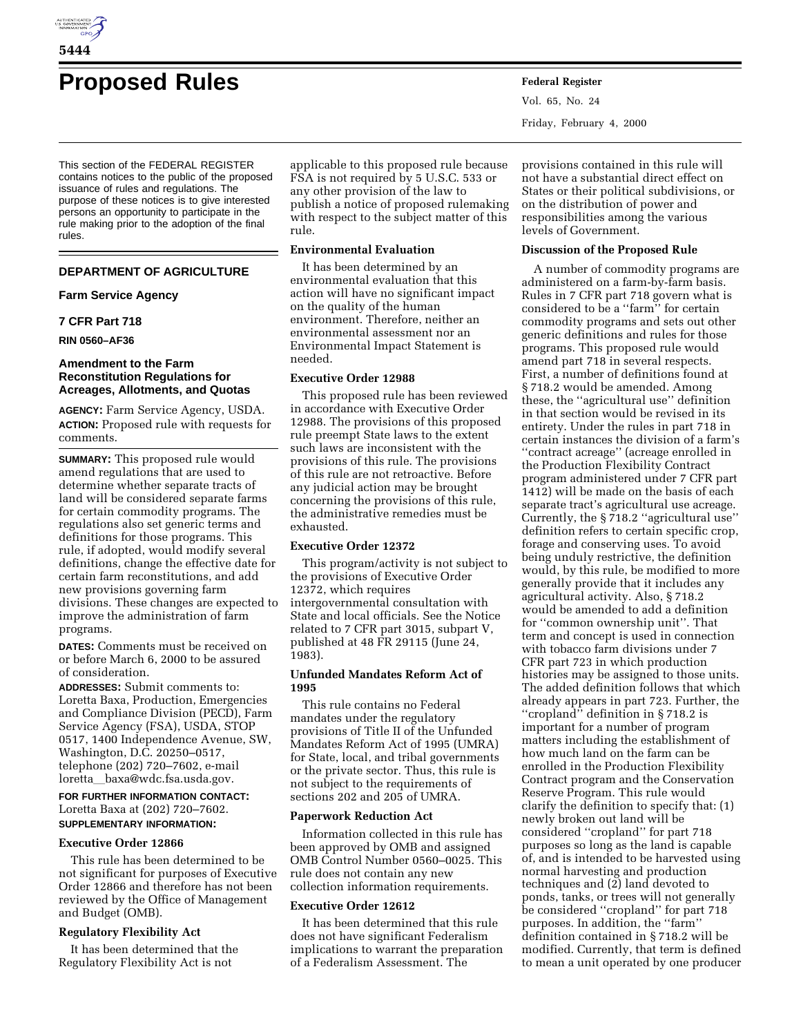# Proposed Rules

This section of the FEDERAL REGISTER contains notices to the public of the proposed issuance of rules and regulations. The purpose of these notices is to give interested persons an opportunity to participate in the rule making prior to the adoption of the final rules.

## DEPARTMENT OF AGRICULTURE

### Farm Service Agency

### 7 CFR Part 718

**RIN 0560–AF36**

### Amendment to the Farm Reconstitution Regulations for Acreages, Allotments, and Quotas

**AGENCY:** Farm Service Agency, USDA.

**ACTION:** Proposed rule with requests for comments.

**SUMMARY:** This proposed rule would amend regulations that are used to determine whether separate tracts of land will be considered separate farms for certain commodity programs. The regulations also set generic terms and definitions for those programs. This rule, if adopted, would modify several definitions, change the effective date for certain farm reconstitutions, and add new provisions governing farm divisions. These changes are expected to improve the administration of farm programs.

**DATES:** Comments must be received on or before March 6, 2000 to be assured of consideration.

**ADDRESSES:** Submit comments to: Loretta Baxa, Production, Emergencies and Compliance Division (PECD), Farm Service Agency (FSA), USDA, STOP 0517, 1400 Independence Avenue, SW, Washington, D.C. 20250–0517, telephone (202) 720–7602, e-mail loretta_baxa@wdc.fsa.usda.gov.

**FOR FURTHER INFORMATION CONTACT:** Loretta Baxa at (202) 720–7602.

**SUPPLEMENTARY INFORMATION:**

**Executive Order 12866**

This rule has been determined to be not significant for purposes of Executive Order 12866 and therefore has not been reviewed by the Office of Management and Budget (OMB).

**Regulatory Flexibility Act**

It has been determined that the Regulatory Flexibility Act is not applicable to this proposed rule because FSA is not required by 5 U.S.C. 533 or any other provision of the law to publish a notice of proposed rulemaking with respect to the subject matter of this rule.

**Environmental Evaluation**

It has been determined by an environmental evaluation that this action will have no significant impact on the quality of the human environment. Therefore, neither an environmental assessment nor an Environmental Impact Statement is needed.

**Executive Order 12988**

This proposed rule has been reviewed in accordance with Executive Order 12988. The provisions of this proposed rule preempt State laws to the extent such laws are inconsistent with the provisions of this rule. The provisions of this rule are not retroactive. Before any judicial action may be brought concerning the provisions of this rule, the administrative remedies must be exhausted.

**Executive Order 12372**

This program/activity is not subject to the provisions of Executive Order 12372, which requires intergovernmental consultation with State and local officials. See the Notice related to 7 CFR part 3015, subpart V, published at 48 FR 29115 (June 24, 1983).

**Unfunded Mandates Reform Act of 1995**

This rule contains no Federal mandates under the regulatory provisions of Title II of the Unfunded Mandates Reform Act of 1995 (UMRA) for State, local, and tribal governments or the private sector. Thus, this rule is not subject to the requirements of sections 202 and 205 of UMRA.

**Paperwork Reduction Act**

Information collected in this rule has been approved by OMB and assigned OMB Control Number 0560–0025. This rule does not contain any new collection information requirements.

**Executive Order 12612**

It has been determined that this rule does not have significant Federalism implications to warrant the preparation of a Federalism Assessment. The provisions contained in this rule will not have a substantial direct effect on States or their political subdivisions, or on the distribution of power and responsibilities among the various levels of Government.

**Discussion of the Proposed Rule**

A number of commodity programs are administered on a farm-by-farm basis. Rules in 7 CFR part 718 govern what is considered to be a ''farm'' for certain commodity programs and sets out other generic definitions and rules for those programs. This proposed rule would amend part 718 in several respects. First, a number of definitions found at § 718.2 would be amended. Among these, the ''agricultural use'' definition in that section would be revised in its entirety. Under the rules in part 718 in certain instances the division of a farm's ''contract acreage'' (acreage enrolled in the Production Flexibility Contract program administered under 7 CFR part 1412) will be made on the basis of each separate tract's agricultural use acreage. Currently, the § 718.2 ''agricultural use'' definition refers to certain specific crop, forage and conserving uses. To avoid being unduly restrictive, the definition would, by this rule, be modified to more generally provide that it includes any agricultural activity. Also, § 718.2 would be amended to add a definition for ''common ownership unit''. That term and concept is used in connection with tobacco farm divisions under 7 CFR part 723 in which production histories may be assigned to those units. The added definition follows that which already appears in part 723. Further, the ''cropland'' definition in § 718.2 is important for a number of program matters including the establishment of how much land on the farm can be enrolled in the Production Flexibility Contract program and the Conservation Reserve Program. This rule would clarify the definition to specify that: (1) newly broken out land will be considered ''cropland'' for part 718 purposes so long as the land is capable of, and is intended to be harvested using normal harvesting and production techniques and (2) land devoted to ponds, tanks, or trees will not generally be considered ''cropland'' for part 718 purposes. In addition, the ''farm'' definition contained in § 718.2 will be modified. Currently, that term is defined to mean a unit operated by one producer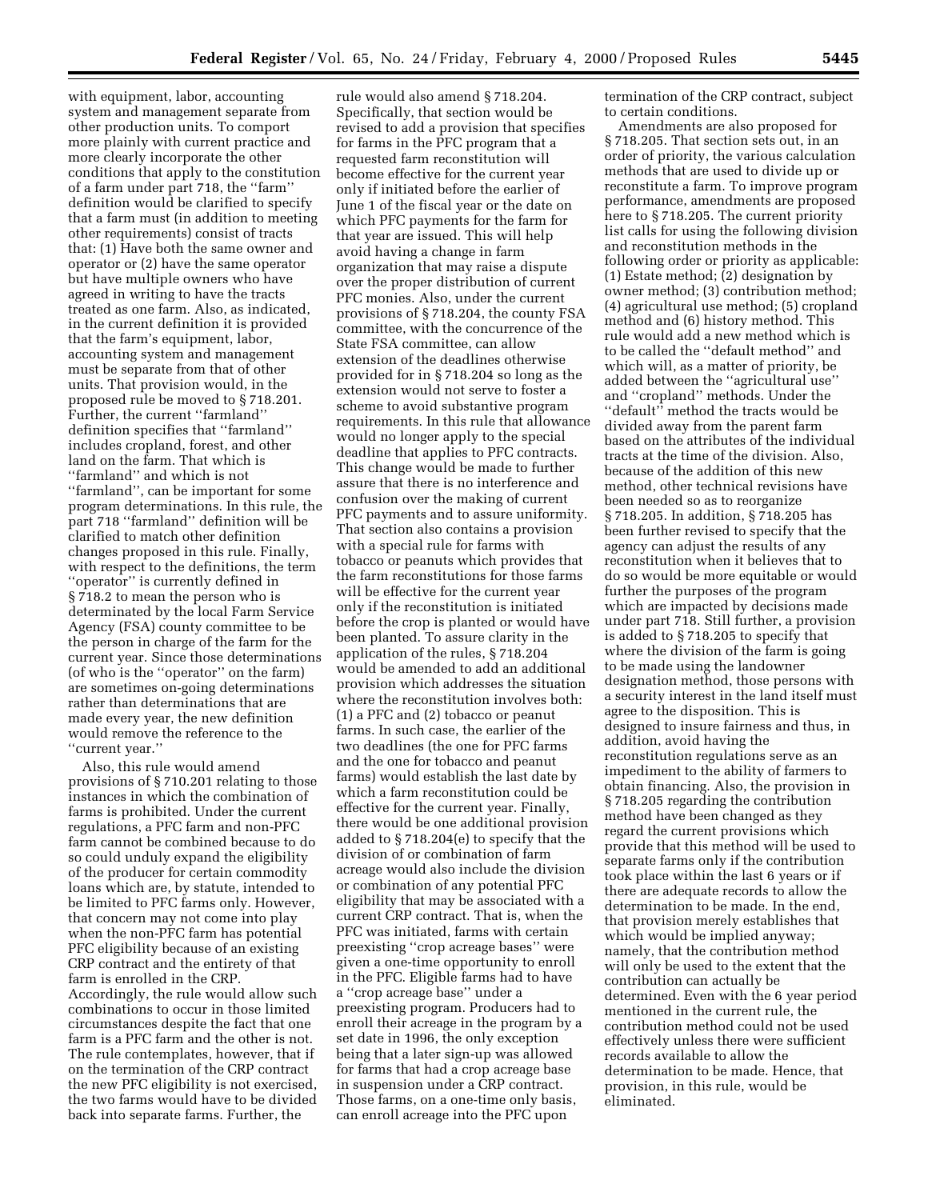with equipment, labor, accounting system and management separate from other production units. To comport more plainly with current practice and more clearly incorporate the other conditions that apply to the constitution of a farm under part 718, the ''farm'' definition would be clarified to specify that a farm must (in addition to meeting other requirements) consist of tracts that: (1) Have both the same owner and operator or (2) have the same operator but have multiple owners who have agreed in writing to have the tracts treated as one farm. Also, as indicated, in the current definition it is provided that the farm's equipment, labor, accounting system and management must be separate from that of other units. That provision would, in the proposed rule be moved to § 718.201. Further, the current ''farmland'' definition specifies that ''farmland'' includes cropland, forest, and other land on the farm. That which is ''farmland'' and which is not ''farmland'', can be important for some program determinations. In this rule, the part 718 ''farmland'' definition will be clarified to match other definition changes proposed in this rule. Finally, with respect to the definitions, the term ''operator'' is currently defined in § 718.2 to mean the person who is determined by the local Farm Service Agency (FSA) county committee to be the person in charge of the farm for the current year. Since those determinations (of who is the ''operator'' on the farm) are sometimes on-going determinations rather than determinations that are made every year, the new definition would remove the reference to the ''current year.''

Also, this rule would amend provisions of § 710.201 relating to those instances in which the combination of farms is prohibited. Under the current regulations, a PFC farm and non-PFC farm cannot be combined because to do so could unduly expand the eligibility of the producer for certain commodity loans which are, by statute, intended to be limited to PFC farms only. However, that concern may not come into play when the non-PFC farm has potential PFC eligibility because of an existing CRP contract and the entirety of that farm is enrolled in the CRP. Accordingly, the rule would allow such combinations to occur in those limited circumstances despite the fact that one farm is a PFC farm and the other is not. The rule contemplates, however, that if on the termination of the CRP contract the new PFC eligibility is not exercised, the two farms would have to be divided back into separate farms. Further, the rule would also amend § 718.204. Specifically, that section would be revised to add a provision that specifies for farms in the PFC program that a requested farm reconstitution will become effective for the current year only if initiated before the earlier of June 1 of the fiscal year or the date on which PFC payments for the farm for that year are issued. This will help avoid having a change in farm organization that may raise a dispute over the proper distribution of current PFC monies. Also, under the current provisions of § 718.204, the county FSA committee, with the concurrence of the State FSA committee, can allow extension of the deadlines otherwise provided for in § 718.204 so long as the extension would not serve to foster a scheme to avoid substantive program requirements. In this rule that allowance would no longer apply to the special deadline that applies to PFC contracts. This change would be made to further assure that there is no interference and confusion over the making of current PFC payments and to assure uniformity. That section also contains a provision with a special rule for farms with tobacco or peanuts which provides that the farm reconstitutions for those farms will be effective for the current year only if the reconstitution is initiated before the crop is planted or would have been planted. To assure clarity in the application of the rules, § 718.204 would be amended to add an additional provision which addresses the situation where the reconstitution involves both: (1) a PFC and (2) tobacco or peanut farms. In such case, the earlier of the two deadlines (the one for PFC farms and the one for tobacco and peanut farms) would establish the last date by which a farm reconstitution could be effective for the current year. Finally, there would be one additional provision added to § 718.204(e) to specify that the division of or combination of farm acreage would also include the division or combination of any potential PFC eligibility that may be associated with a current CRP contract. That is, when the PFC was initiated, farms with certain preexisting ''crop acreage bases'' were given a one-time opportunity to enroll in the PFC. Eligible farms had to have a ''crop acreage base'' under a preexisting program. Producers had to enroll their acreage in the program by a set date in 1996, the only exception being that a later sign-up was allowed for farms that had a crop acreage base in suspension under a CRP contract. Those farms, on a one-time only basis, can enroll acreage into the PFC upon termination of the CRP contract, subject to certain conditions.

Amendments are also proposed for § 718.205. That section sets out, in an order of priority, the various calculation methods that are used to divide up or reconstitute a farm. To improve program performance, amendments are proposed here to § 718.205. The current priority list calls for using the following division and reconstitution methods in the following order or priority as applicable: (1) Estate method; (2) designation by owner method; (3) contribution method; (4) agricultural use method; (5) cropland method and (6) history method. This rule would add a new method which is to be called the ''default method'' and which will, as a matter of priority, be added between the ''agricultural use'' and ''cropland'' methods. Under the ''default'' method the tracts would be divided away from the parent farm based on the attributes of the individual tracts at the time of the division. Also, because of the addition of this new method, other technical revisions have been needed so as to reorganize § 718.205. In addition, § 718.205 has been further revised to specify that the agency can adjust the results of any reconstitution when it believes that to do so would be more equitable or would further the purposes of the program which are impacted by decisions made under part 718. Still further, a provision is added to § 718.205 to specify that where the division of the farm is going to be made using the landowner designation method, those persons with a security interest in the land itself must agree to the disposition. This is designed to insure fairness and thus, in addition, avoid having the reconstitution regulations serve as an impediment to the ability of farmers to obtain financing. Also, the provision in § 718.205 regarding the contribution method have been changed as they regard the current provisions which provide that this method will be used to separate farms only if the contribution took place within the last 6 years or if there are adequate records to allow the determination to be made. In the end, that provision merely establishes that which would be implied anyway; namely, that the contribution method will only be used to the extent that the contribution can actually be determined. Even with the 6 year period mentioned in the current rule, the contribution method could not be used effectively unless there were sufficient records available to allow the determination to be made. Hence, that provision, in this rule, would be eliminated.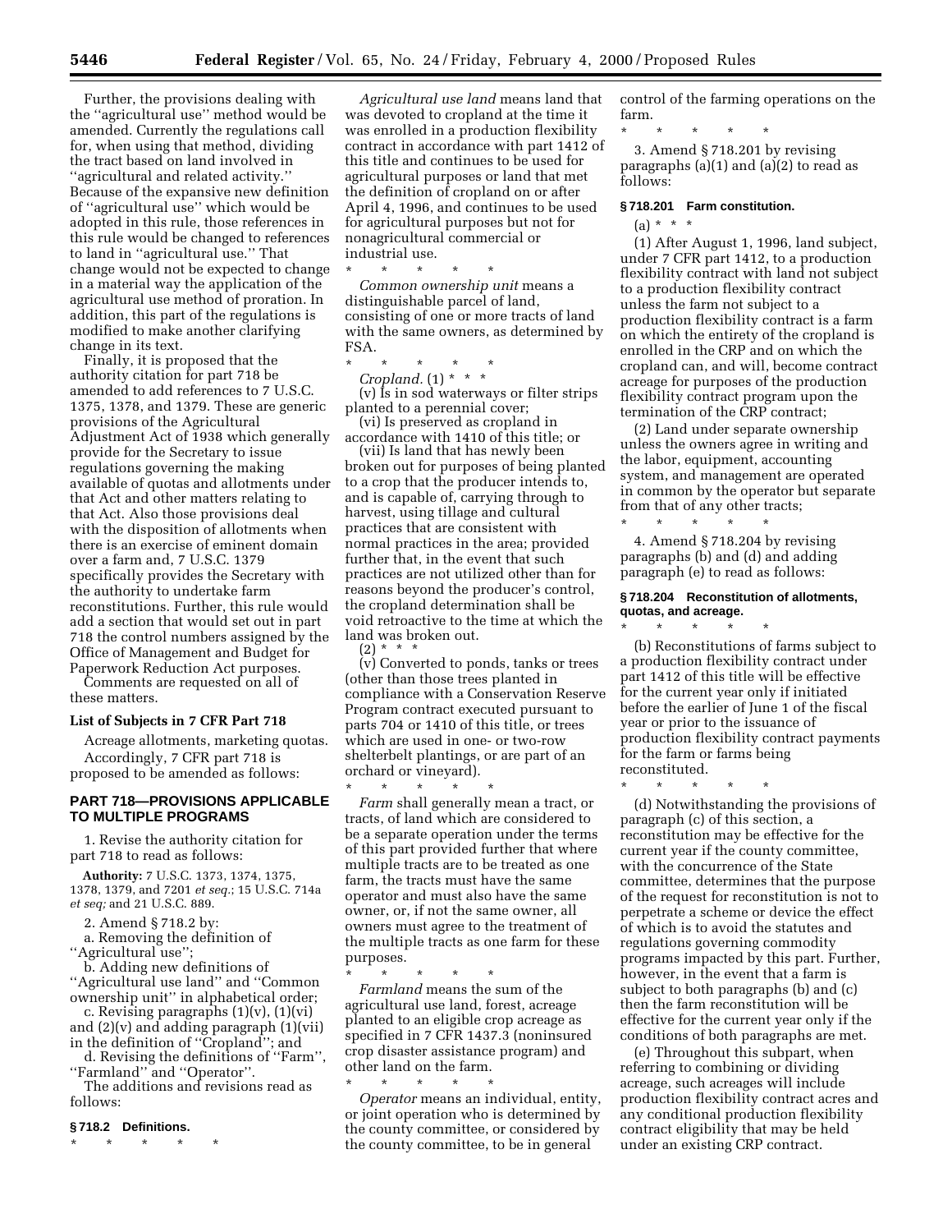Further, the provisions dealing with the ''agricultural use'' method would be amended. Currently the regulations call for, when using that method, dividing the tract based on land involved in ''agricultural and related activity.'' Because of the expansive new definition of ''agricultural use'' which would be adopted in this rule, those references in this rule would be changed to references to land in ''agricultural use.'' That change would not be expected to change in a material way the application of the agricultural use method of proration. In addition, this part of the regulations is modified to make another clarifying change in its text.

Finally, it is proposed that the authority citation for part 718 be amended to add references to 7 U.S.C. 1375, 1378, and 1379. These are generic provisions of the Agricultural Adjustment Act of 1938 which generally provide for the Secretary to issue regulations governing the making available of quotas and allotments under that Act and other matters relating to that Act. Also those provisions deal with the disposition of allotments when there is an exercise of eminent domain over a farm and, 7 U.S.C. 1379 specifically provides the Secretary with the authority to undertake farm reconstitutions. Further, this rule would add a section that would set out in part 718 the control numbers assigned by the Office of Management and Budget for Paperwork Reduction Act purposes.

Comments are requested on all of these matters.

**List of Subjects in 7 CFR Part 718**

Acreage allotments, marketing quotas.

Accordingly, 7 CFR part 718 is proposed to be amended as follows:

## PART 718—PROVISIONS APPLICABLE TO MULTIPLE PROGRAMS

1. Revise the authority citation for part 718 to read as follows:

**Authority:** 7 U.S.C. 1373, 1374, 1375, 1378, 1379, and 7201 *et seq.*; 15 U.S.C. 714a *et seq;* and 21 U.S.C. 889.

2. Amend § 718.2 by:

a. Removing the definition of ''Agricultural use'';

b. Adding new definitions of ''Agricultural use land'' and ''Common ownership unit'' in alphabetical order;

c. Revising paragraphs (1)(v), (1)(vi) and (2)(v) and adding paragraph (1)(vii) in the definition of ''Cropland''; and

d. Revising the definitions of ''Farm'', ''Farmland'' and ''Operator''.

The additions and revisions read as follows:

**§ 718.2 Definitions.**

\* \* \* \* \*

*Agricultural use land* means land that was devoted to cropland at the time it was enrolled in a production flexibility contract in accordance with part 1412 of this title and continues to be used for agricultural purposes or land that met the definition of cropland on or after April 4, 1996, and continues to be used for agricultural purposes but not for nonagricultural commercial or industrial use.

\* \* \* \* \*

*Common ownership unit* means a distinguishable parcel of land, consisting of one or more tracts of land with the same owners, as determined by FSA.

\* \* \* \* \*

*Cropland.* (1) \* \* \*

(v) Is in sod waterways or filter strips planted to a perennial cover;

(vi) Is preserved as cropland in accordance with 1410 of this title; or

(vii) Is land that has newly been broken out for purposes of being planted to a crop that the producer intends to, and is capable of, carrying through to harvest, using tillage and cultural practices that are consistent with normal practices in the area; provided further that, in the event that such practices are not utilized other than for reasons beyond the producer's control, the cropland determination shall be void retroactive to the time at which the land was broken out.

(2) \* \* \*

(v) Converted to ponds, tanks or trees (other than those trees planted in compliance with a Conservation Reserve Program contract executed pursuant to parts 704 or 1410 of this title, or trees which are used in one- or two-row shelterbelt plantings, or are part of an orchard or vineyard).

\* \* \* \* \*

*Farm* shall generally mean a tract, or tracts, of land which are considered to be a separate operation under the terms of this part provided further that where multiple tracts are to be treated as one farm, the tracts must have the same operator and must also have the same owner, or, if not the same owner, all owners must agree to the treatment of the multiple tracts as one farm for these purposes.

\* \* \* \* \*

*Farmland* means the sum of the agricultural use land, forest, acreage planted to an eligible crop acreage as specified in 7 CFR 1437.3 (noninsured crop disaster assistance program) and other land on the farm.

\* \* \* \* \*

*Operator* means an individual, entity, or joint operation who is determined by the county committee, or considered by the county committee, to be in general control of the farming operations on the farm.

\* \* \* \* \*

3. Amend § 718.201 by revising paragraphs (a)(1) and (a)(2) to read as follows:

**§ 718.201 Farm constitution.**

(a) \* \* \*

(1) After August 1, 1996, land subject, under 7 CFR part 1412, to a production flexibility contract with land not subject to a production flexibility contract unless the farm not subject to a production flexibility contract is a farm on which the entirety of the cropland is enrolled in the CRP and on which the cropland can, and will, become contract acreage for purposes of the production flexibility contract program upon the termination of the CRP contract;

(2) Land under separate ownership unless the owners agree in writing and the labor, equipment, accounting system, and management are operated in common by the operator but separate from that of any other tracts;

\* \* \* \* \*

4. Amend § 718.204 by revising paragraphs (b) and (d) and adding paragraph (e) to read as follows:

**§ 718.204 Reconstitution of allotments, quotas, and acreage.**

\* \* \* \* \*

(b) Reconstitutions of farms subject to a production flexibility contract under part 1412 of this title will be effective for the current year only if initiated before the earlier of June 1 of the fiscal year or prior to the issuance of production flexibility contract payments for the farm or farms being reconstituted.

\* \* \* \* \*

(d) Notwithstanding the provisions of paragraph (c) of this section, a reconstitution may be effective for the current year if the county committee, with the concurrence of the State committee, determines that the purpose of the request for reconstitution is not to perpetrate a scheme or device the effect of which is to avoid the statutes and regulations governing commodity programs impacted by this part. Further, however, in the event that a farm is subject to both paragraphs (b) and (c) then the farm reconstitution will be effective for the current year only if the conditions of both paragraphs are met.

(e) Throughout this subpart, when referring to combining or dividing acreage, such acreages will include production flexibility contract acres and any conditional production flexibility contract eligibility that may be held under an existing CRP contract.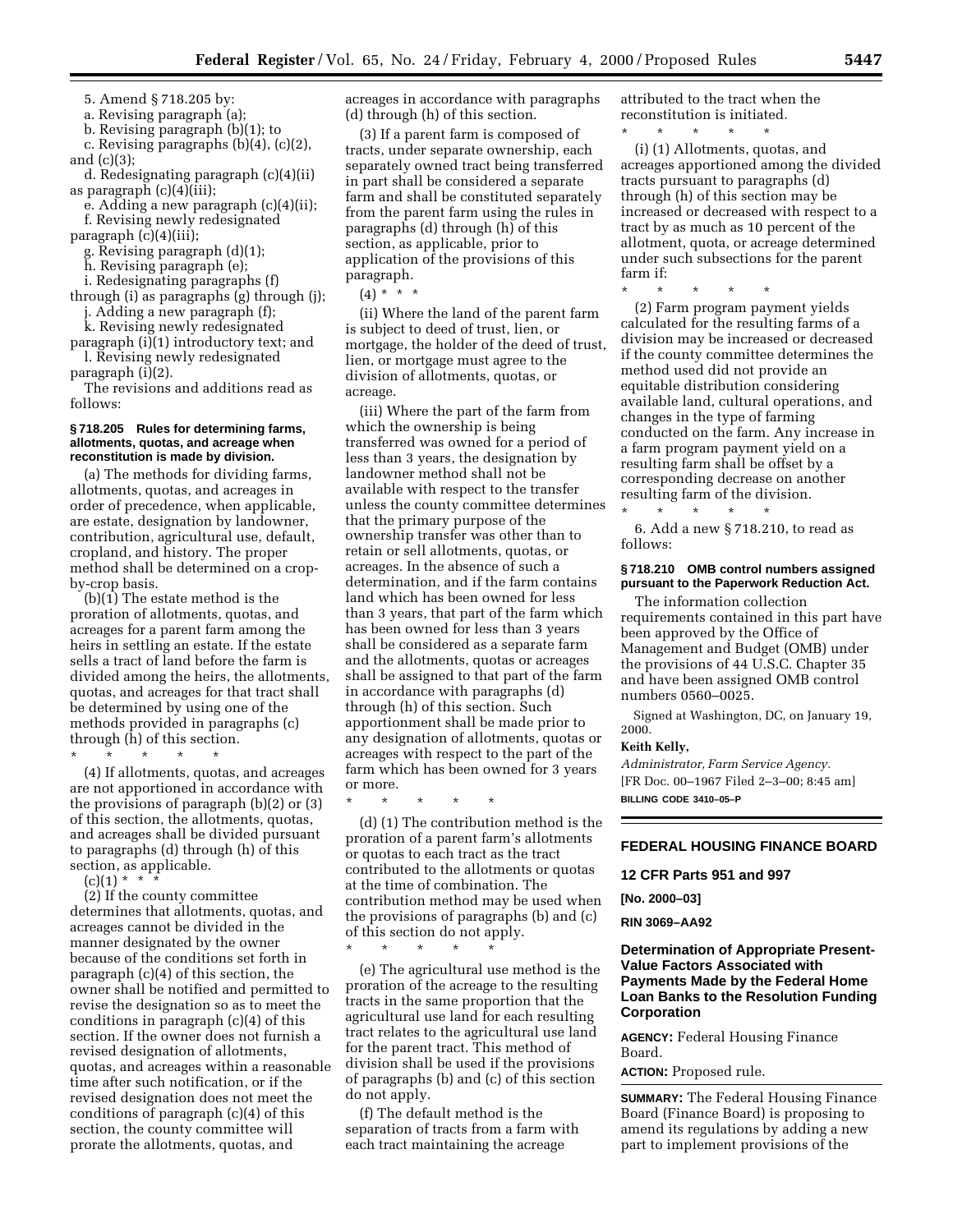5. Amend § 718.205 by:

a. Revising paragraph (a);

b. Revising paragraph (b)(1); to

c. Revising paragraphs (b)(4), (c)(2), and (c)(3);

d. Redesignating paragraph (c)(4)(ii) as paragraph (c)(4)(iii);

e. Adding a new paragraph (c)(4)(ii);

f. Revising newly redesignated paragraph (c)(4)(iii);

g. Revising paragraph (d)(1);

h. Revising paragraph (e);

i. Redesignating paragraphs (f) through (i) as paragraphs (g) through (j);

j. Adding a new paragraph (f);

k. Revising newly redesignated paragraph (i)(1) introductory text; and

l. Revising newly redesignated paragraph (i)(2).

The revisions and additions read as follows:

**§ 718.205 Rules for determining farms, allotments, quotas, and acreage when reconstitution is made by division.**

(a) The methods for dividing farms, allotments, quotas, and acreages in order of precedence, when applicable, are estate, designation by landowner, contribution, agricultural use, default, cropland, and history. The proper method shall be determined on a crop-by-crop basis.

(b)(1) The estate method is the proration of allotments, quotas, and acreages for a parent farm among the heirs in settling an estate. If the estate sells a tract of land before the farm is divided among the heirs, the allotments, quotas, and acreages for that tract shall be determined by using one of the methods provided in paragraphs (c) through (h) of this section.

\* \* \* \* \*

(4) If allotments, quotas, and acreages are not apportioned in accordance with the provisions of paragraph (b)(2) or (3) of this section, the allotments, quotas, and acreages shall be divided pursuant to paragraphs (d) through (h) of this section, as applicable.

(c)(1) \* \* \*

(2) If the county committee determines that allotments, quotas, and acreages cannot be divided in the manner designated by the owner because of the conditions set forth in paragraph (c)(4) of this section, the owner shall be notified and permitted to revise the designation so as to meet the conditions in paragraph (c)(4) of this section. If the owner does not furnish a revised designation of allotments, quotas, and acreages within a reasonable time after such notification, or if the revised designation does not meet the conditions of paragraph (c)(4) of this section, the county committee will prorate the allotments, quotas, and acreages in accordance with paragraphs (d) through (h) of this section.

(3) If a parent farm is composed of tracts, under separate ownership, each separately owned tract being transferred in part shall be considered a separate farm and shall be constituted separately from the parent farm using the rules in paragraphs (d) through (h) of this section, as applicable, prior to application of the provisions of this paragraph.

(4) \* \* \*

(ii) Where the land of the parent farm is subject to deed of trust, lien, or mortgage, the holder of the deed of trust, lien, or mortgage must agree to the division of allotments, quotas, or acreage.

(iii) Where the part of the farm from which the ownership is being transferred was owned for a period of less than 3 years, the designation by landowner method shall not be available with respect to the transfer unless the county committee determines that the primary purpose of the ownership transfer was other than to retain or sell allotments, quotas, or acreages. In the absence of such a determination, and if the farm contains land which has been owned for less than 3 years, that part of the farm which has been owned for less than 3 years shall be considered as a separate farm and the allotments, quotas or acreages shall be assigned to that part of the farm in accordance with paragraphs (d) through (h) of this section. Such apportionment shall be made prior to any designation of allotments, quotas or acreages with respect to the part of the farm which has been owned for 3 years or more.

\* \* \* \* \*

(d)(1) The contribution method is the proration of a parent farm's allotments or quotas to each tract as the tract contributed to the allotments or quotas at the time of combination. The contribution method may be used when the provisions of paragraphs (b) and (c) of this section do not apply.

\* \* \* \* \*

(e) The agricultural use method is the proration of the acreage to the resulting tracts in the same proportion that the agricultural use land for each resulting tract relates to the agricultural use land for the parent tract. This method of division shall be used if the provisions of paragraphs (b) and (c) of this section do not apply.

(f) The default method is the separation of tracts from a farm with each tract maintaining the acreage attributed to the tract when the reconstitution is initiated.

\* \* \* \* \*

(i) (1) Allotments, quotas, and acreages apportioned among the divided tracts pursuant to paragraphs (d) through (h) of this section may be increased or decreased with respect to a tract by as much as 10 percent of the allotment, quota, or acreage determined under such subsections for the parent farm if:

\* \* \* \* \*

(2) Farm program payment yields calculated for the resulting farms of a division may be increased or decreased if the county committee determines the method used did not provide an equitable distribution considering available land, cultural operations, and changes in the type of farming conducted on the farm. Any increase in a farm program payment yield on a resulting farm shall be offset by a corresponding decrease on another resulting farm of the division.

\* \* \* \* \*

6. Add a new § 718.210, to read as follows:

**§ 718.210 OMB control numbers assigned pursuant to the Paperwork Reduction Act.**

The information collection requirements contained in this part have been approved by the Office of Management and Budget (OMB) under the provisions of 44 U.S.C. Chapter 35 and have been assigned OMB control numbers 0560–0025.

Signed at Washington, DC, on January 19, 2000.

**Keith Kelly,**

*Administrator, Farm Service Agency.*

[FR Doc. 00–1967 Filed 2–3–00; 8:45 am]

**BILLING CODE 3410–05–P**

---

## FEDERAL HOUSING FINANCE BOARD

### 12 CFR Parts 951 and 997

**[No. 2000–03]**

**RIN 3069–AA92**

### Determination of Appropriate Present-Value Factors Associated with Payments Made by the Federal Home Loan Banks to the Resolution Funding Corporation

**AGENCY:** Federal Housing Finance Board.

**ACTION:** Proposed rule.

**SUMMARY:** The Federal Housing Finance Board (Finance Board) is proposing to amend its regulations by adding a new part to implement provisions of the